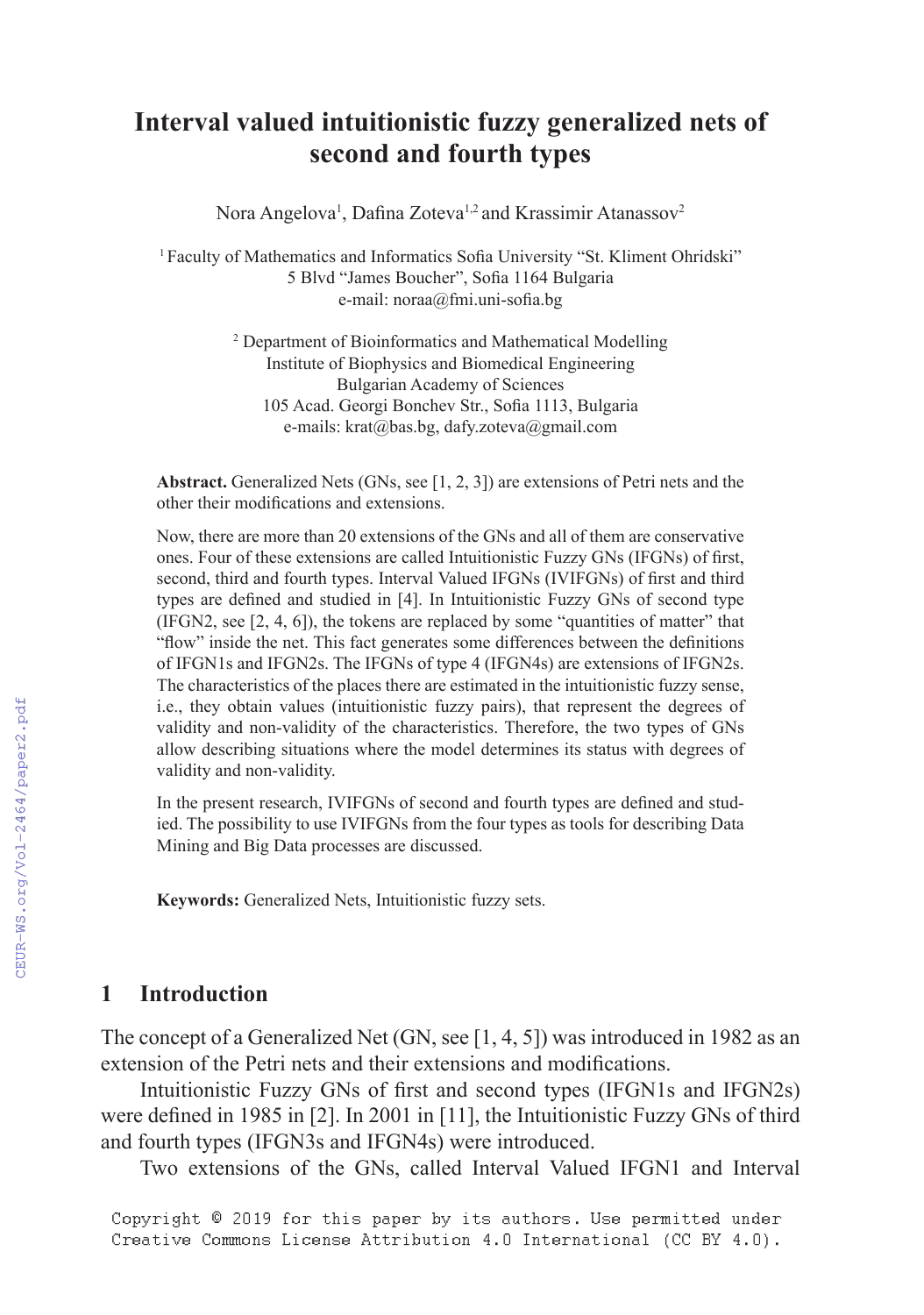# Interval valued intuitionistic fuzzy generalized nets of second and fourth types

Nora Angelova[1], Dafina Zoteva[1,2] and Krassimir Atanassov[2]

[1] Faculty of Mathematics and Informatics Sofia University "St. Kliment Ohridski"
5 Blvd "James Boucher", Sofia 1164 Bulgaria
e-mail: noraa@fmi.uni-sofia.bg

[2] Department of Bioinformatics and Mathematical Modelling
Institute of Biophysics and Biomedical Engineering
Bulgarian Academy of Sciences
105 Acad. Georgi Bonchev Str., Sofia 1113, Bulgaria
e-mails: krat@bas.bg, dafy.zoteva@gmail.com

**Abstract.** Generalized Nets (GNs, see [1, 2, 3]) are extensions of Petri nets and the other their modifications and extensions.

Now, there are more than 20 extensions of the GNs and all of them are conservative ones. Four of these extensions are called Intuitionistic Fuzzy GNs (IFGNs) of first, second, third and fourth types. Interval Valued IFGNs (IVIFGNs) of first and third types are defined and studied in [4]. In Intuitionistic Fuzzy GNs of second type (IFGN2, see [2, 4, 6]), the tokens are replaced by some "quantities of matter" that "flow" inside the net. This fact generates some differences between the definitions of IFGN1s and IFGN2s. The IFGNs of type 4 (IFGN4s) are extensions of IFGN2s. The characteristics of the places there are estimated in the intuitionistic fuzzy sense, i.e., they obtain values (intuitionistic fuzzy pairs), that represent the degrees of validity and non-validity of the characteristics. Therefore, the two types of GNs allow describing situations where the model determines its status with degrees of validity and non-validity.

In the present research, IVIFGNs of second and fourth types are defined and studied. The possibility to use IVIFGNs from the four types as tools for describing Data Mining and Big Data processes are discussed.

**Keywords:** Generalized Nets, Intuitionistic fuzzy sets.

## 1 Introduction

The concept of a Generalized Net (GN, see [1, 4, 5]) was introduced in 1982 as an extension of the Petri nets and their extensions and modifications.

Intuitionistic Fuzzy GNs of first and second types (IFGN1s and IFGN2s) were defined in 1985 in [2]. In 2001 in [11], the Intuitionistic Fuzzy GNs of third and fourth types (IFGN3s and IFGN4s) were introduced.

Two extensions of the GNs, called Interval Valued IFGN1 and Interval

Copyright © 2019 for this paper by its authors. Use permitted under Creative Commons License Attribution 4.0 International (CC BY 4.0).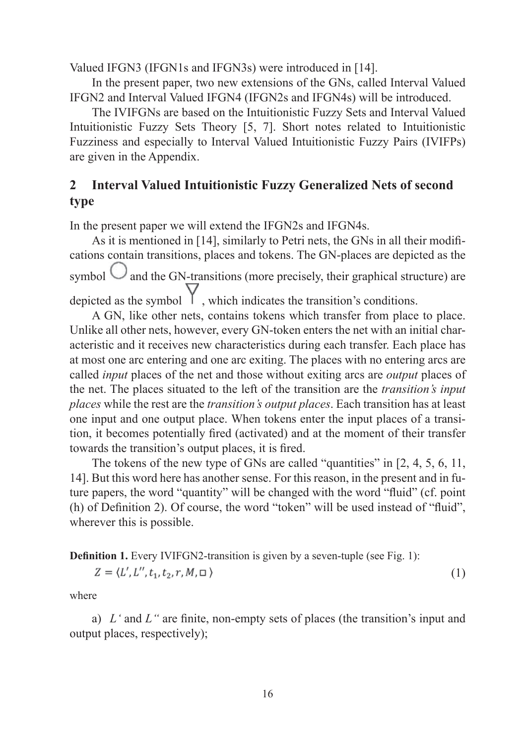Valued IFGN3 (IFGN1s and IFGN3s) were introduced in [14].

In the present paper, two new extensions of the GNs, called Interval Valued IFGN2 and Interval Valued IFGN4 (IFGN2s and IFGN4s) will be introduced.

The IVIFGNs are based on the Intuitionistic Fuzzy Sets and Interval Valued Intuitionistic Fuzzy Sets Theory [5, 7]. Short notes related to Intuitionistic Fuzziness and especially to Interval Valued Intuitionistic Fuzzy Pairs (IVIFPs) are given in the Appendix.

## 2 Interval Valued Intuitionistic Fuzzy Generalized Nets of second type

In the present paper we will extend the IFGN2s and IFGN4s.

As it is mentioned in [14], similarly to Petri nets, the GNs in all their modifications contain transitions, places and tokens. The GN-places are depicted as the symbol ○ and the GN-transitions (more precisely, their graphical structure) are depicted as the symbol $\triangledown$, which indicates the transition's conditions.

A GN, like other nets, contains tokens which transfer from place to place. Unlike all other nets, however, every GN-token enters the net with an initial characteristic and it receives new characteristics during each transfer. Each place has at most one arc entering and one arc exiting. The places with no entering arcs are called *input* places of the net and those without exiting arcs are *output* places of the net. The places situated to the left of the transition are the *transition's input places* while the rest are the *transition's output places*. Each transition has at least one input and one output place. When tokens enter the input places of a transition, it becomes potentially fired (activated) and at the moment of their transfer towards the transition's output places, it is fired.

The tokens of the new type of GNs are called "quantities" in [2, 4, 5, 6, 11, 14]. But this word here has another sense. For this reason, in the present and in future papers, the word "quantity" will be changed with the word "fluid" (cf. point (h) of Definition 2). Of course, the word "token" will be used instead of "fluid", wherever this is possible.

**Definition 1.** Every IVIFGN2-transition is given by a seven-tuple (see Fig. 1):

$$Z = \langle L', L'', t_1, t_2, r, M, \square \rangle \tag{1}$$

where

a) $L'$ and $L''$ are finite, non-empty sets of places (the transition's input and output places, respectively);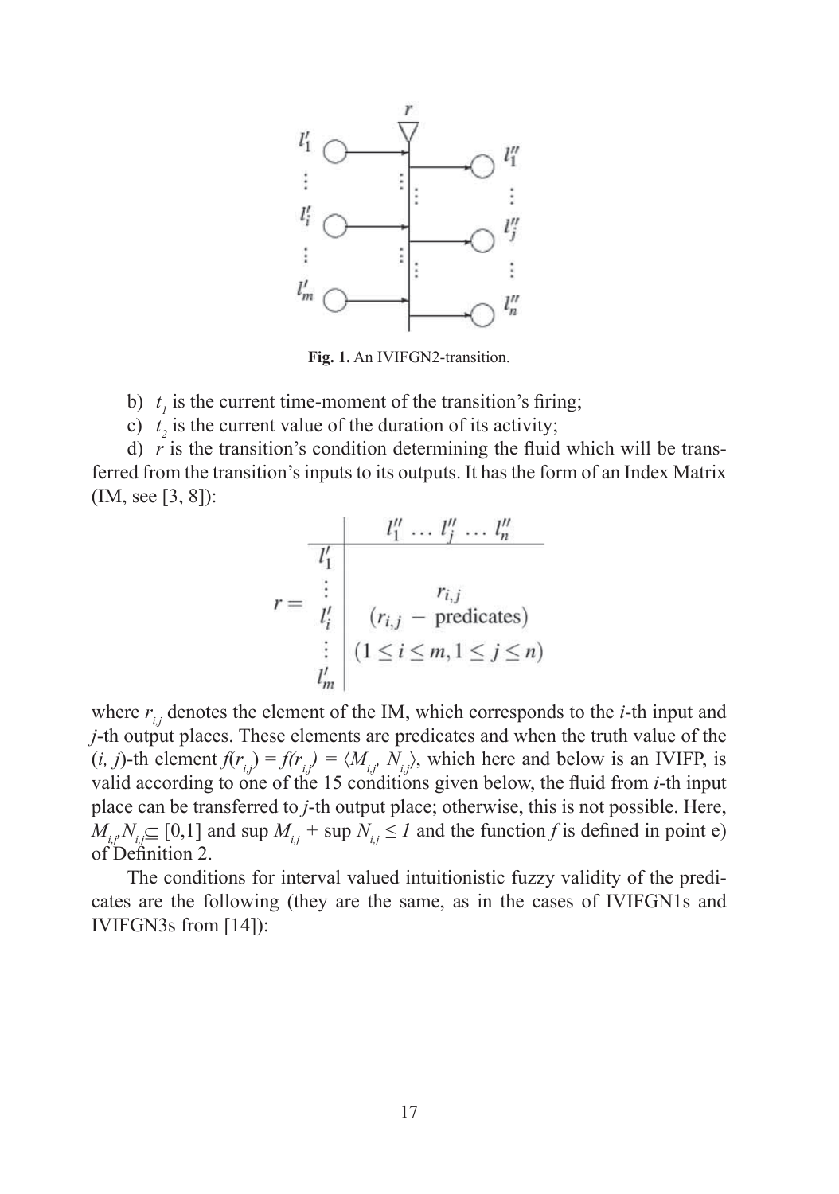Fig. 1. An IVIFGN2-transition.

b) $t_1$ is the current time-moment of the transition's firing;

c) $t_2$ is the current value of the duration of its activity;

d) $r$ is the transition's condition determining the fluid which will be transferred from the transition's inputs to its outputs. It has the form of an Index Matrix (IM, see [3, 8]):

$$
r = \begin{array}{c|c}
 & l''_1 \; \ldots \; l''_j \; \ldots \; l''_n \\
\hline
l'_1 & \\
\vdots & r_{i,j} \\
l'_i & (r_{i,j} \; - \; \text{predicates}) \\
\vdots & (1 \leq i \leq m, 1 \leq j \leq n) \\
l'_m &
\end{array}
$$

where $r_{i,j}$ denotes the element of the IM, which corresponds to the $i$-th input and $j$-th output places. These elements are predicates and when the truth value of the $(i, j)$-th element $f(r_{i,j}) = f(r_{i,j}) = \langle M_{i,j}, N_{i,j} \rangle$, which here and below is an IVIFP, is valid according to one of the 15 conditions given below, the fluid from $i$-th input place can be transferred to $j$-th output place; otherwise, this is not possible. Here, $M_{i,j}, N_{i,j} \subseteq [0,1]$ and $\sup M_{i,j} + \sup N_{i,j} \leq 1$ and the function $f$ is defined in point e) of Definition 2.

The conditions for interval valued intuitionistic fuzzy validity of the predicates are the following (they are the same, as in the cases of IVIFGN1s and IVIFGN3s from [14]):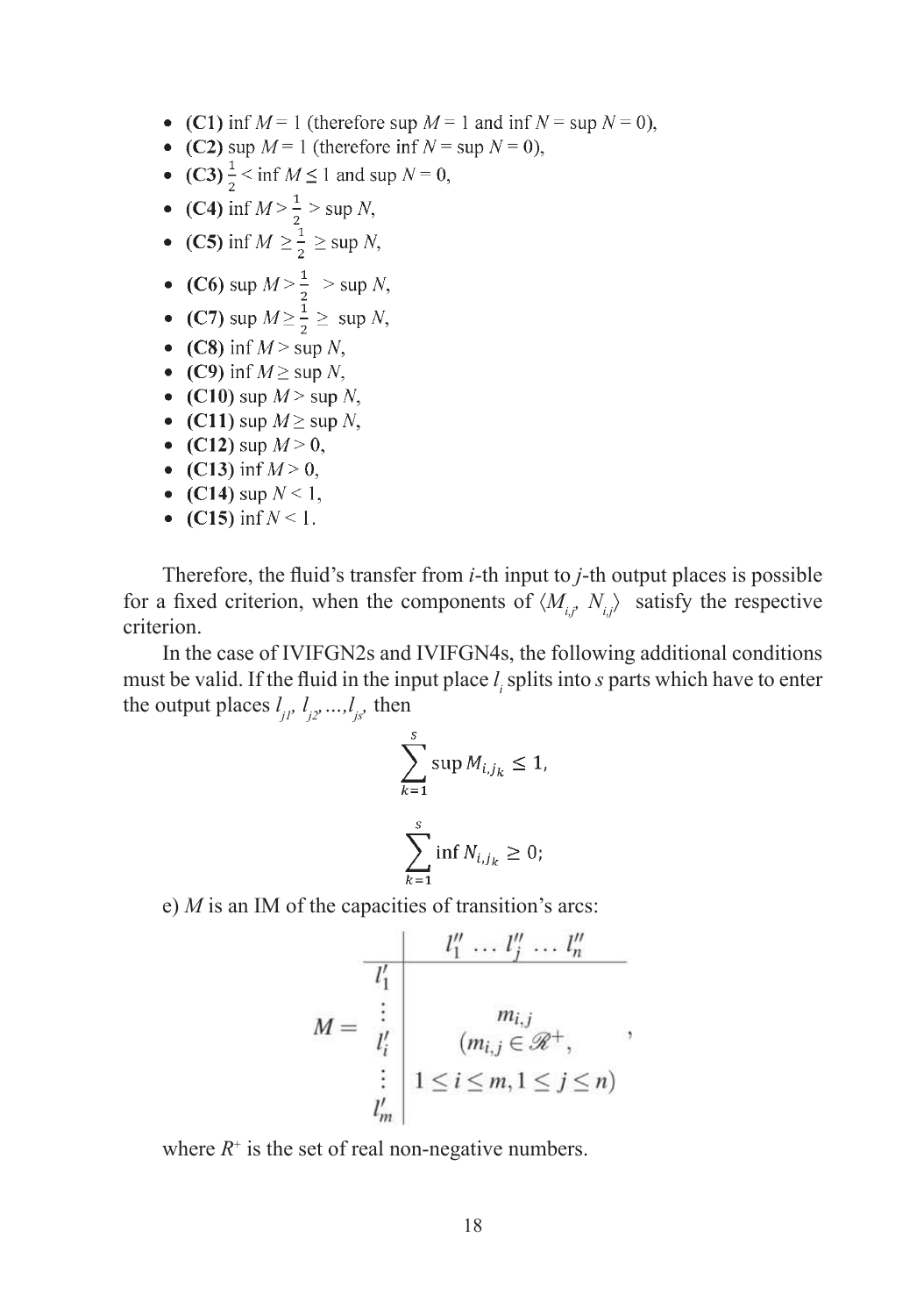- **(C1)** $\inf M = 1$ (therefore $\sup M = 1$ and $\inf N = \sup N = 0$),
- **(C2)** $\sup M = 1$ (therefore $\inf N = \sup N = 0$),
- **(C3)** $\frac{1}{2} < \inf M \leq 1$ and $\sup N = 0$,
- **(C4)** $\inf M > \frac{1}{2} > \sup N$,
- **(C5)** $\inf M \geq \frac{1}{2} \geq \sup N$,
- **(C6)** $\sup M > \frac{1}{2} > \sup N$,
- **(C7)** $\sup M \geq \frac{1}{2} \geq \sup N$,
- **(C8)** $\inf M > \sup N$,
- **(C9)** $\inf M \geq \sup N$,
- **(C10)** $\sup M > \sup N$,
- **(C11)** $\sup M \geq \sup N$,
- **(C12)** $\sup M > 0$,
- **(C13)** $\inf M > 0$,
- **(C14)** $\sup N < 1$,
- **(C15)** $\inf N < 1$.

Therefore, the fluid's transfer from $i$-th input to $j$-th output places is possible for a fixed criterion, when the components of $\langle M_{i,j}, N_{i,j}\rangle$ satisfy the respective criterion.

In the case of IVIFGN2s and IVIFGN4s, the following additional conditions must be valid. If the fluid in the input place $l_i$ splits into $s$ parts which have to enter the output places $l_{j1}, l_{j2}, ..., l_{js}$, then

$$\sum_{k=1}^{s} \sup M_{i,j_k} \leq 1,$$

$$\sum_{k=1}^{s} \inf N_{i,j_k} \geq 0;$$

e) $M$ is an IM of the capacities of transition's arcs:

$$M = \begin{array}{c|c} & l''_1 \ldots l''_j \ldots l''_n \\ \hline l'_1 & \\ \vdots & m_{i,j} \\ l'_i & (m_{i,j} \in \mathscr{R}^+, \\ \vdots & 1 \leq i \leq m, 1 \leq j \leq n) \\ l'_m & \end{array},$$

where $R^+$ is the set of real non-negative numbers.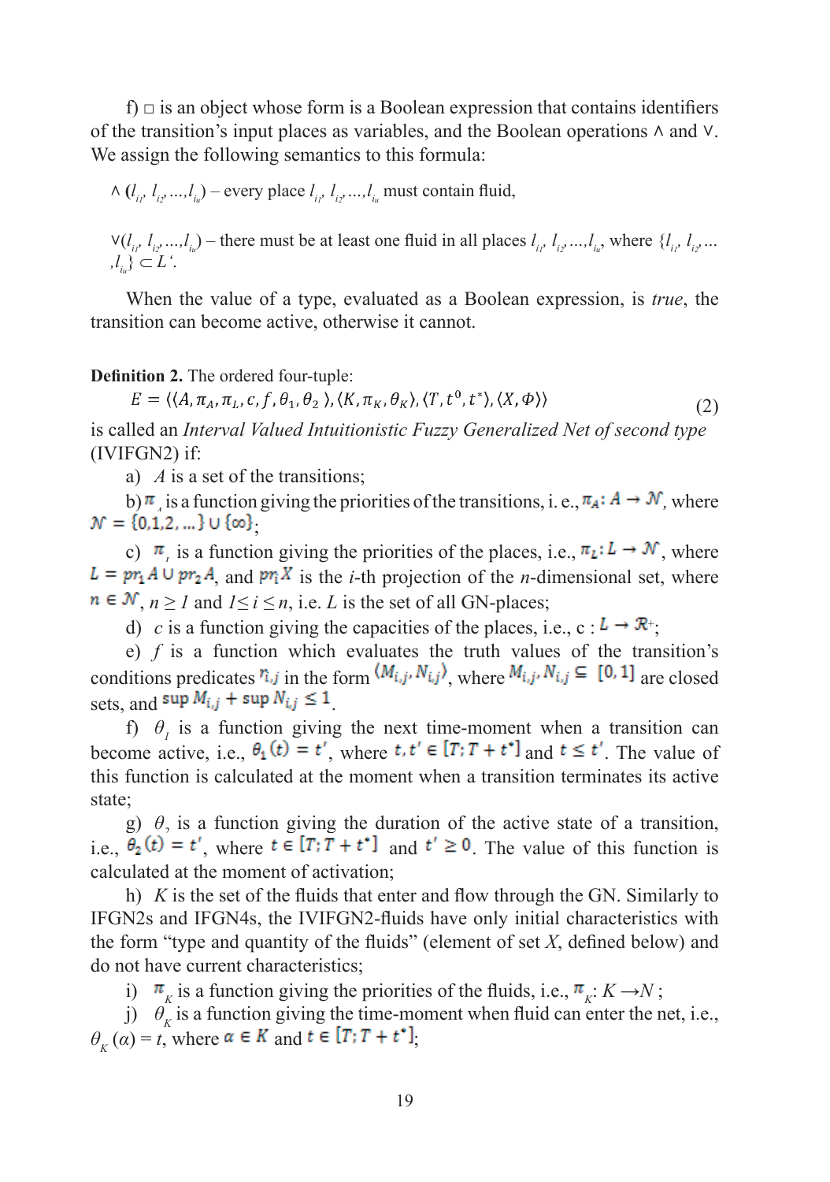f) □ is an object whose form is a Boolean expression that contains identifiers of the transition's input places as variables, and the Boolean operations ∧ and ∨. We assign the following semantics to this formula:

$\wedge(l_{i_1}, l_{i_2}, \ldots, l_{i_u})$ – every place $l_{i_1}, l_{i_2}, \ldots, l_{i_u}$ must contain fluid,

$\vee(l_{i_1}, l_{i_2}, \ldots, l_{i_u})$ – there must be at least one fluid in all places $l_{i_1}, l_{i_2}, \ldots, l_{i_u}$, where $\{l_{i_1}, l_{i_2}, \ldots, l_{i_u}\} \subset L'$.

When the value of a type, evaluated as a Boolean expression, is *true*, the transition can become active, otherwise it cannot.

**Definition 2.** The ordered four-tuple:

$$E = \langle\langle A, \pi_A, \pi_L, c, f, \theta_1, \theta_2 \rangle, \langle K, \pi_K, \theta_K \rangle, \langle T, t^0, t^* \rangle, \langle X, \Phi \rangle\rangle \tag{2}$$

is called an *Interval Valued Intuitionistic Fuzzy Generalized Net of second type* (IVIFGN2) if:

a) $A$ is a set of the transitions;

b) $\pi_A$ is a function giving the priorities of the transitions, i. e., $\pi_A : A \to \mathcal{N}$, where $\mathcal{N} = \{0, 1, 2, \ldots\} \cup \{\infty\}$;

c) $\pi_L$ is a function giving the priorities of the places, i.e., $\pi_L : L \to \mathcal{N}$, where $L = pr_1 A \cup pr_2 A$, and $pr_i X$ is the $i$-th projection of the $n$-dimensional set, where $n \in \mathcal{N}$, $n \geq 1$ and $1 \leq i \leq n$, i.e. $L$ is the set of all GN-places;

d) $c$ is a function giving the capacities of the places, i.e., $c : L \to \mathcal{R}^+$;

e) $f$ is a function which evaluates the truth values of the transition's conditions predicates $r_{i,j}$ in the form $\langle M_{i,j}, N_{i,j} \rangle$, where $M_{i,j}, N_{i,j} \subseteq [0, 1]$ are closed sets, and $\sup M_{i,j} + \sup N_{i,j} \leq 1$.

f) $\theta_1$ is a function giving the next time-moment when a transition can become active, i.e., $\theta_1(t) = t'$, where $t, t' \in [T; T + t^*]$ and $t \leq t'$. The value of this function is calculated at the moment when a transition terminates its active state;

g) $\theta_2$ is a function giving the duration of the active state of a transition, i.e., $\theta_2(t) = t'$, where $t \in [T; T + t^*]$ and $t' \geq 0$. The value of this function is calculated at the moment of activation;

h) $K$ is the set of the fluids that enter and flow through the GN. Similarly to IFGN2s and IFGN4s, the IVIFGN2-fluids have only initial characteristics with the form "type and quantity of the fluids" (element of set $X$, defined below) and do not have current characteristics;

i) $\pi_K$ is a function giving the priorities of the fluids, i.e., $\pi_K : K \to N$;

j) $\theta_K$ is a function giving the time-moment when fluid can enter the net, i.e., $\theta_K(\alpha) = t$, where $\alpha \in K$ and $t \in [T; T + t^*]$;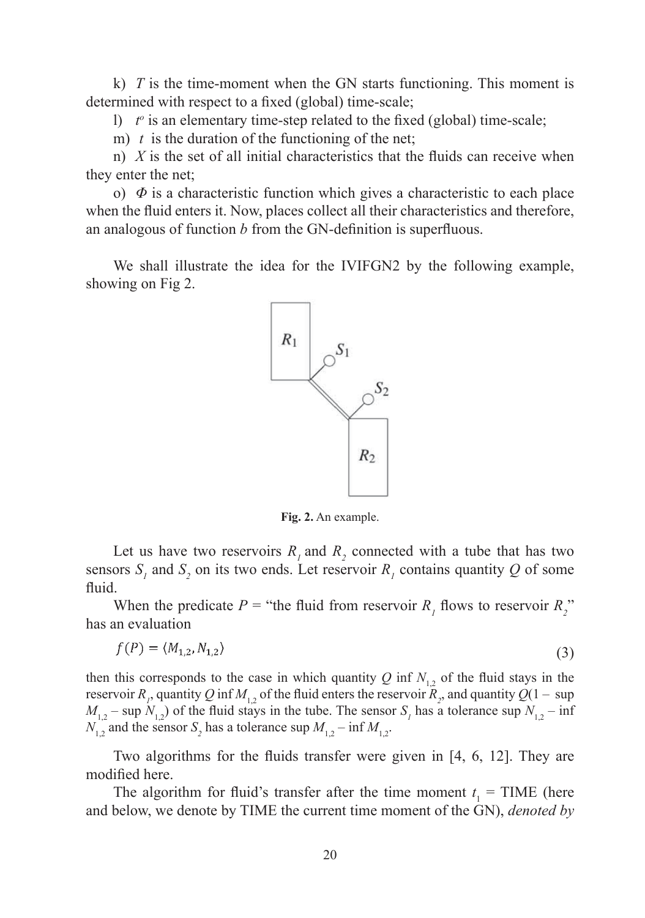k) $T$ is the time-moment when the GN starts functioning. This moment is determined with respect to a fixed (global) time-scale;

l) $t^o$ is an elementary time-step related to the fixed (global) time-scale;

m) $t$ is the duration of the functioning of the net;

n) $X$ is the set of all initial characteristics that the fluids can receive when they enter the net;

o) $\Phi$ is a characteristic function which gives a characteristic to each place when the fluid enters it. Now, places collect all their characteristics and therefore, an analogous of function $b$ from the GN-definition is superfluous.

We shall illustrate the idea for the IVIFGN2 by the following example, showing on Fig 2.

**Fig. 2.** An example.

Let us have two reservoirs $R_1$ and $R_2$ connected with a tube that has two sensors $S_1$ and $S_2$ on its two ends. Let reservoir $R_1$ contains quantity $Q$ of some fluid.

When the predicate $P$ = "the fluid from reservoir $R_1$ flows to reservoir $R_2$" has an evaluation

$$f(P) = \langle M_{1,2}, N_{1,2} \rangle \tag{3}$$

then this corresponds to the case in which quantity $Q$ inf $N_{1,2}$ of the fluid stays in the reservoir $R_1$, quantity $Q$ inf $M_{1,2}$ of the fluid enters the reservoir $R_2$, and quantity $Q(1 - \sup M_{1,2} - \sup N_{1,2})$ of the fluid stays in the tube. The sensor $S_1$ has a tolerance $\sup N_{1,2} - \inf N_{1,2}$ and the sensor $S_2$ has a tolerance $\sup M_{1,2} - \inf M_{1,2}$.

Two algorithms for the fluids transfer were given in [4, 6, 12]. They are modified here.

The algorithm for fluid's transfer after the time moment $t_1$ = TIME (here and below, we denote by TIME the current time moment of the GN), *denoted by*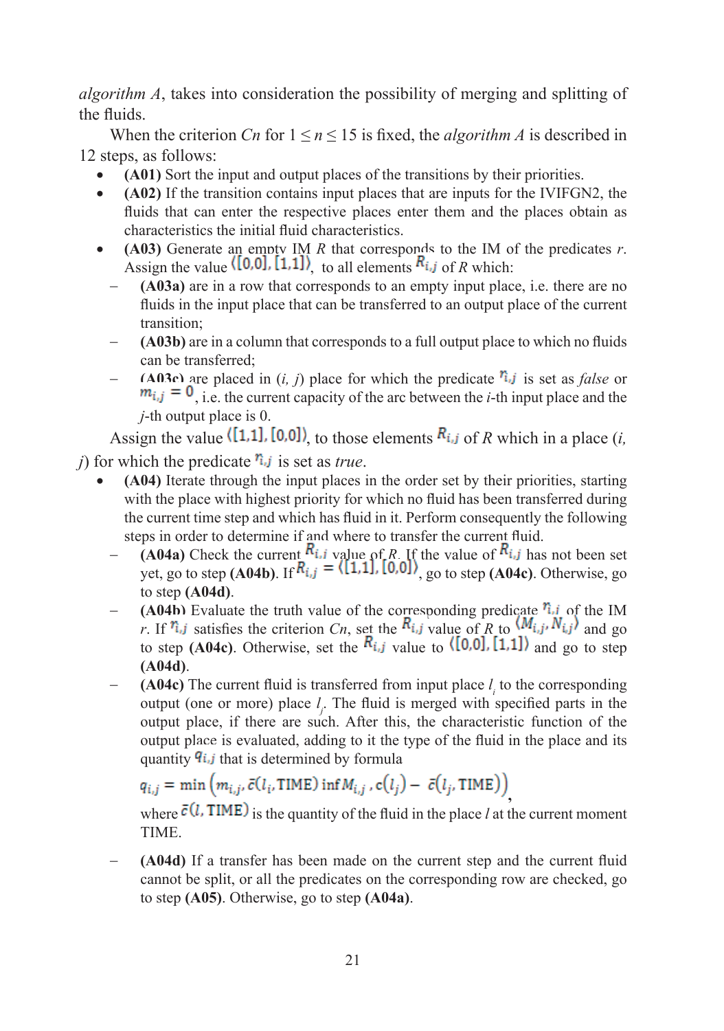*algorithm A*, takes into consideration the possibility of merging and splitting of the fluids.

When the criterion *Cn* for $1 \leq n \leq 15$ is fixed, the *algorithm A* is described in 12 steps, as follows:

- **(A01)** Sort the input and output places of the transitions by their priorities.
- **(A02)** If the transition contains input places that are inputs for the IVIFGN2, the fluids that can enter the respective places enter them and the places obtain as characteristics the initial fluid characteristics.
- **(A03)** Generate an empty IM *R* that corresponds to the IM of the predicates *r*. Assign the value $\langle [0,0], [1,1] \rangle$, to all elements $R_{i,j}$ of *R* which:
  - **(A03a)** are in a row that corresponds to an empty input place, i.e. there are no fluids in the input place that can be transferred to an output place of the current transition;
  - **(A03b)** are in a column that corresponds to a full output place to which no fluids can be transferred;
  - **(A03c)** are placed in (*i, j*) place for which the predicate $r_{i,j}$ is set as *false* or $m_{i,j} = 0$, i.e. the current capacity of the arc between the *i*-th input place and the *j*-th output place is 0.

Assign the value $\langle [1,1], [0,0] \rangle$, to those elements $R_{i,j}$ of *R* which in a place (*i, j*) for which the predicate $r_{i,j}$ is set as *true*.

- **(A04)** Iterate through the input places in the order set by their priorities, starting with the place with highest priority for which no fluid has been transferred during the current time step and which has fluid in it. Perform consequently the following steps in order to determine if and where to transfer the current fluid.
  - **(A04a)** Check the current $R_{i,j}$ value of *R*. If the value of $R_{i,j}$ has not been set yet, go to step **(A04b)**. If $R_{i,j} = \langle [1,1], [0,0] \rangle$, go to step **(A04c)**. Otherwise, go to step **(A04d)**.
  - **(A04b)** Evaluate the truth value of the corresponding predicate $r_{i,j}$ of the IM *r*. If $r_{i,j}$ satisfies the criterion *Cn*, set the $R_{i,j}$ value of *R* to $\langle M_{i,j}, N_{i,j} \rangle$ and go to step **(A04c)**. Otherwise, set the $R_{i,j}$ value to $\langle [0,0], [1,1] \rangle$ and go to step **(A04d)**.
  - **(A04c)** The current fluid is transferred from input place $l_i$ to the corresponding output (one or more) place $l_j$. The fluid is merged with specified parts in the output place, if there are such. After this, the characteristic function of the output place is evaluated, adding to it the type of the fluid in the place and its quantity $q_{i,j}$ that is determined by formula

    $$q_{i,j} = \min\left(m_{i,j}, \bar{c}(l_i, \text{TIME}) \inf M_{i,j}, c(l_j) - \bar{c}(l_j, \text{TIME})\right),$$

    where $\bar{c}(l, \text{TIME})$ is the quantity of the fluid in the place *l* at the current moment TIME.
  - **(A04d)** If a transfer has been made on the current step and the current fluid cannot be split, or all the predicates on the corresponding row are checked, go to step **(A05)**. Otherwise, go to step **(A04a)**.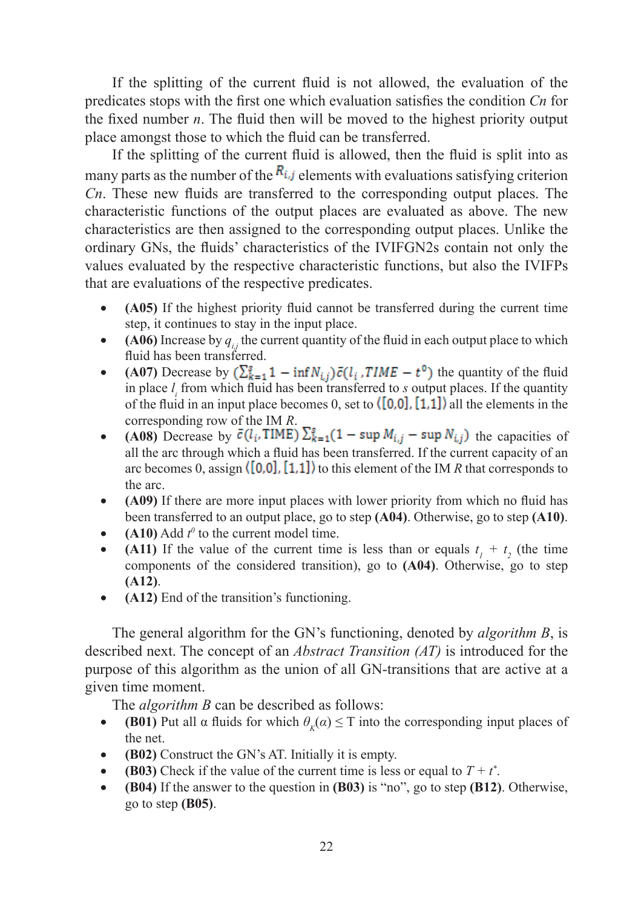If the splitting of the current fluid is not allowed, the evaluation of the predicates stops with the first one which evaluation satisfies the condition *Cn* for the fixed number *n*. The fluid then will be moved to the highest priority output place amongst those to which the fluid can be transferred.

If the splitting of the current fluid is allowed, then the fluid is split into as many parts as the number of the $R_{i,j}$ elements with evaluations satisfying criterion *Cn*. These new fluids are transferred to the corresponding output places. The characteristic functions of the output places are evaluated as above. The new characteristics are then assigned to the corresponding output places. Unlike the ordinary GNs, the fluids' characteristics of the IVIFGN2s contain not only the values evaluated by the respective characteristic functions, but also the IVIFPs that are evaluations of the respective predicates.

- **(A05)** If the highest priority fluid cannot be transferred during the current time step, it continues to stay in the input place.
- **(A06)** Increase by $q_{i,j}$ the current quantity of the fluid in each output place to which fluid has been transferred.
- **(A07)** Decrease by $(\sum_{k=1}^{s} 1 - \inf N_{i,j})\bar{c}(l_i, TIME - t^0)$ the quantity of the fluid in place $l_i$ from which fluid has been transferred to *s* output places. If the quantity of the fluid in an input place becomes 0, set to $\langle [0,0], [1,1] \rangle$ all the elements in the corresponding row of the IM *R*.
- **(A08)** Decrease by $\bar{c}(l_i, \text{TIME}) \sum_{k=1}^{s}(1 - \sup M_{i,j} - \sup N_{i,j})$ the capacities of all the arc through which a fluid has been transferred. If the current capacity of an arc becomes 0, assign $\langle [0,0], [1,1] \rangle$ to this element of the IM *R* that corresponds to the arc.
- **(A09)** If there are more input places with lower priority from which no fluid has been transferred to an output place, go to step **(A04)**. Otherwise, go to step **(A10)**.
- **(A10)** Add $t^0$ to the current model time.
- **(A11)** If the value of the current time is less than or equals $t_1 + t_2$ (the time components of the considered transition), go to **(A04)**. Otherwise, go to step **(A12)**.
- **(A12)** End of the transition's functioning.

The general algorithm for the GN's functioning, denoted by *algorithm B*, is described next. The concept of an *Abstract Transition (AT)* is introduced for the purpose of this algorithm as the union of all GN-transitions that are active at a given time moment.

The *algorithm B* can be described as follows:

- **(B01)** Put all α fluids for which $\theta_K(\alpha) \leq$ T into the corresponding input places of the net.
- **(B02)** Construct the GN's AT. Initially it is empty.
- **(B03)** Check if the value of the current time is less or equal to $T + t^*$.
- **(B04)** If the answer to the question in **(B03)** is "no", go to step **(B12)**. Otherwise, go to step **(B05)**.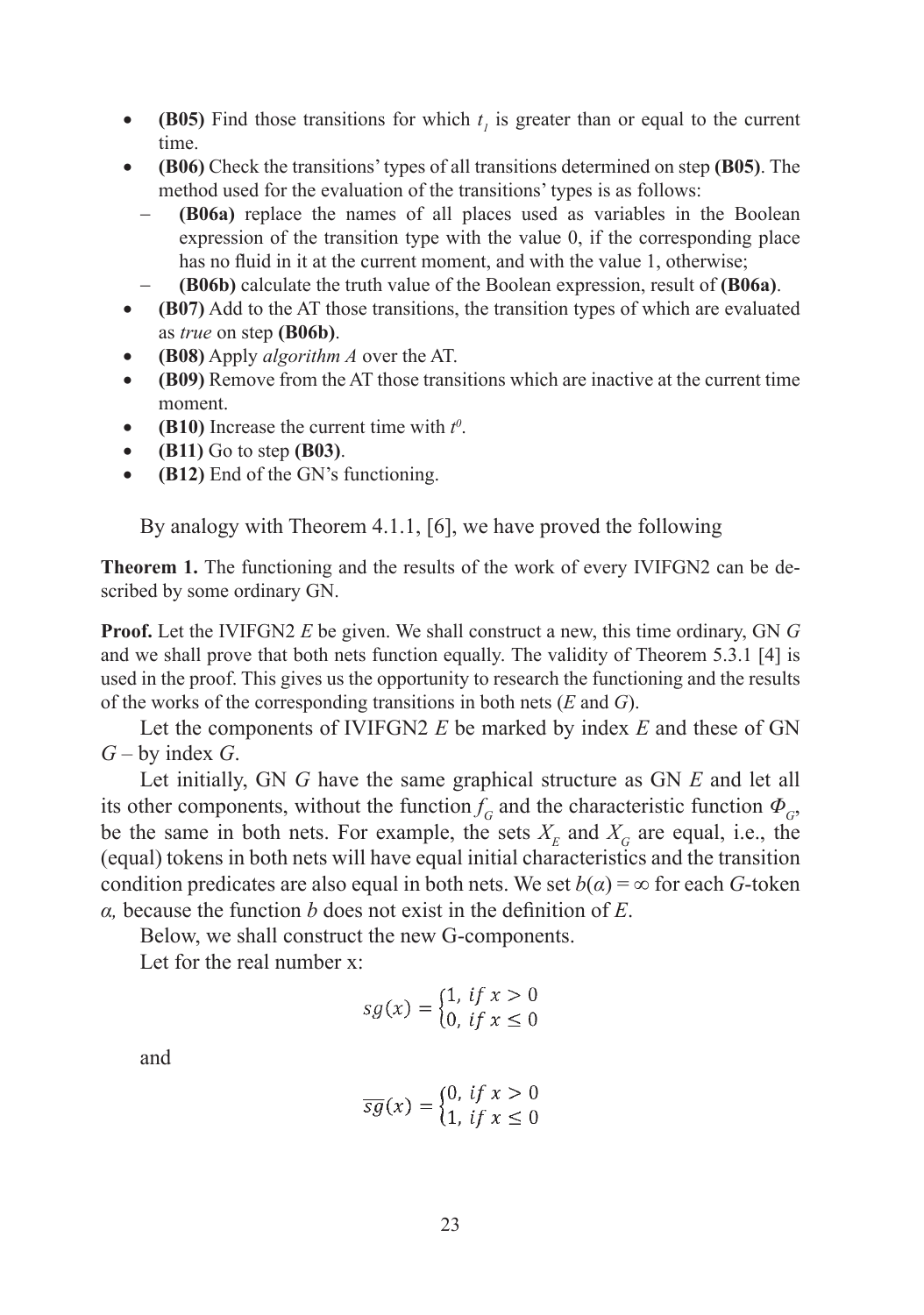- **(B05)** Find those transitions for which $t_1$ is greater than or equal to the current time.
- **(B06)** Check the transitions' types of all transitions determined on step **(B05)**. The method used for the evaluation of the transitions' types is as follows:
  - **(B06a)** replace the names of all places used as variables in the Boolean expression of the transition type with the value 0, if the corresponding place has no fluid in it at the current moment, and with the value 1, otherwise;
  - **(B06b)** calculate the truth value of the Boolean expression, result of **(B06a)**.
- **(B07)** Add to the AT those transitions, the transition types of which are evaluated as *true* on step **(B06b)**.
- **(B08)** Apply *algorithm A* over the AT.
- **(B09)** Remove from the AT those transitions which are inactive at the current time moment.
- **(B10)** Increase the current time with $t^0$.
- **(B11)** Go to step **(B03)**.
- **(B12)** End of the GN's functioning.

By analogy with Theorem 4.1.1, [6], we have proved the following

**Theorem 1.** The functioning and the results of the work of every IVIFGN2 can be described by some ordinary GN.

**Proof.** Let the IVIFGN2 $E$ be given. We shall construct a new, this time ordinary, GN $G$ and we shall prove that both nets function equally. The validity of Theorem 5.3.1 [4] is used in the proof. This gives us the opportunity to research the functioning and the results of the works of the corresponding transitions in both nets ($E$ and $G$).

Let the components of IVIFGN2 $E$ be marked by index $E$ and these of GN $G$ – by index $G$.

Let initially, GN $G$ have the same graphical structure as GN $E$ and let all its other components, without the function $f_G$ and the characteristic function $\Phi_G$, be the same in both nets. For example, the sets $X_E$ and $X_G$ are equal, i.e., the (equal) tokens in both nets will have equal initial characteristics and the transition condition predicates are also equal in both nets. We set $b(\alpha) = \infty$ for each $G$-token $\alpha$, because the function $b$ does not exist in the definition of $E$.

Below, we shall construct the new G-components.

Let for the real number x:

$$sg(x) = \begin{cases} 1, & if\ x > 0 \\ 0, & if\ x \leq 0 \end{cases}$$

and

$$\overline{sg}(x) = \begin{cases} 0, & if\ x > 0 \\ 1, & if\ x \leq 0 \end{cases}$$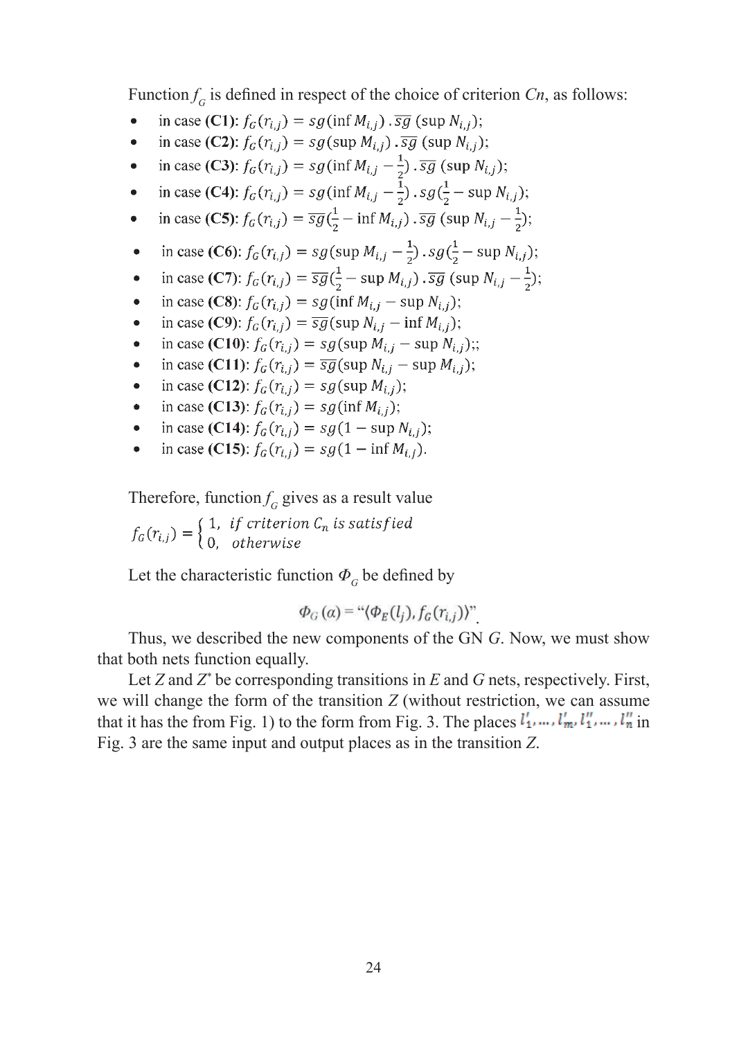Function $f_G$ is defined in respect of the choice of criterion *Cn*, as follows:

- in case **(C1)**: $f_G(r_{i,j}) = sg(\inf M_{i,j}) . \overline{sg}(\sup N_{i,j})$;
- in case **(C2)**: $f_G(r_{i,j}) = sg(\sup M_{i,j}) . \overline{sg}(\sup N_{i,j})$;
- in case **(C3)**: $f_G(r_{i,j}) = sg(\inf M_{i,j} - \frac{1}{2}) . \overline{sg}(\sup N_{i,j})$;
- in case **(C4)**: $f_G(r_{i,j}) = sg(\inf M_{i,j} - \frac{1}{2}) . sg(\frac{1}{2} - \sup N_{i,j})$;
- in case **(C5)**: $f_G(r_{i,j}) = \overline{sg}(\frac{1}{2} - \inf M_{i,j}) . \overline{sg}(\sup N_{i,j} - \frac{1}{2})$;
- in case **(C6)**: $f_G(r_{i,j}) = sg(\sup M_{i,j} - \frac{1}{2}) . sg(\frac{1}{2} - \sup N_{i,j})$;
- in case **(C7)**: $f_G(r_{i,j}) = \overline{sg}(\frac{1}{2} - \sup M_{i,j}) . \overline{sg}(\sup N_{i,j} - \frac{1}{2})$;
- in case **(C8)**: $f_G(r_{i,j}) = sg(\inf M_{i,j} - \sup N_{i,j})$;
- in case **(C9)**: $f_G(r_{i,j}) = \overline{sg}(\sup N_{i,j} - \inf M_{i,j})$;
- in case **(C10)**: $f_G(r_{i,j}) = sg(\sup M_{i,j} - \sup N_{i,j})$;;
- in case **(C11)**: $f_G(r_{i,j}) = \overline{sg}(\sup N_{i,j} - \sup M_{i,j})$;
- in case **(C12)**: $f_G(r_{i,j}) = sg(\sup M_{i,j})$;
- in case **(C13)**: $f_G(r_{i,j}) = sg(\inf M_{i,j})$;
- in case **(C14)**: $f_G(r_{i,j}) = sg(1 - \sup N_{i,j})$;
- in case **(C15)**: $f_G(r_{i,j}) = sg(1 - \inf M_{i,j})$.

Therefore, function $f_G$ gives as a result value

$$f_G(r_{i,j}) = \begin{cases} 1, & \textit{if criterion } C_n \textit{ is satisfied} \\ 0, & \textit{otherwise} \end{cases}$$

Let the characteristic function $\Phi_G$ be defined by

$$\Phi_G(\alpha) = \text{“}\langle \Phi_E(l_j), f_G(r_{i,j}) \rangle\text{”}.$$

Thus, we described the new components of the GN *G*. Now, we must show that both nets function equally.

Let *Z* and $Z^*$ be corresponding transitions in *E* and *G* nets, respectively. First, we will change the form of the transition *Z* (without restriction, we can assume that it has the from Fig. 1) to the form from Fig. 3. The places $l'_1, \dots, l'_m, l''_1, \dots, l''_n$ in Fig. 3 are the same input and output places as in the transition *Z*.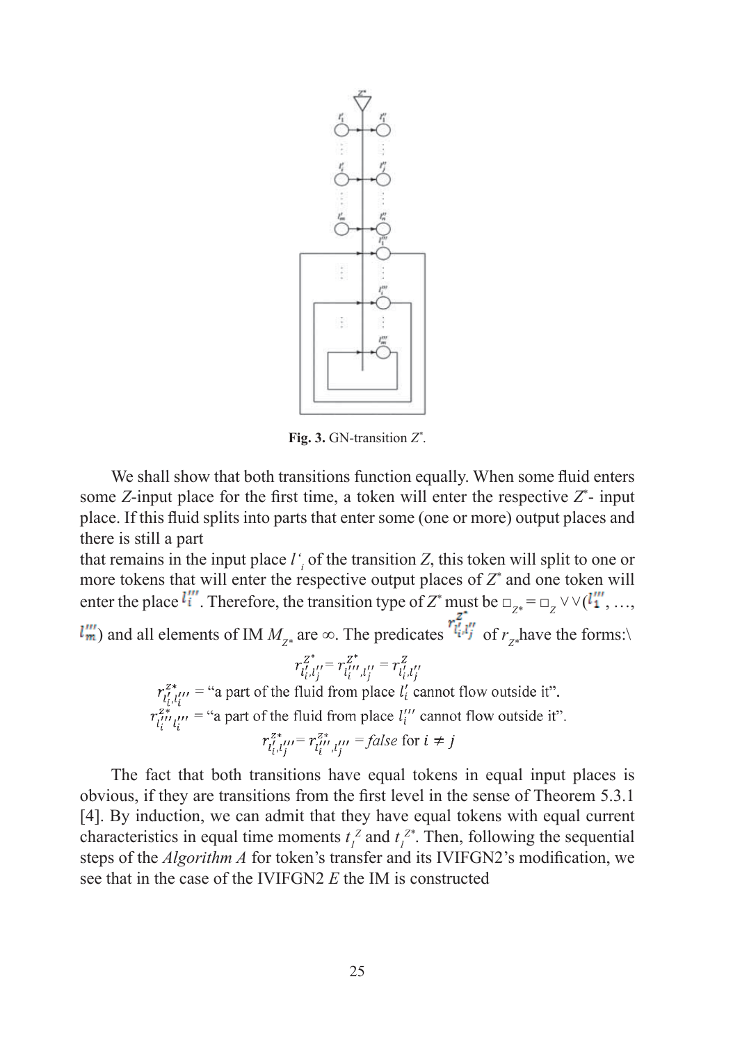**Fig. 3.** GN-transition $Z^*$.

We shall show that both transitions function equally. When some fluid enters some $Z$-input place for the first time, a token will enter the respective $Z^*$- input place. If this fluid splits into parts that enter some (one or more) output places and there is still a part

that remains in the input place $l'_i$ of the transition $Z$, this token will split to one or more tokens that will enter the respective output places of $Z^*$ and one token will enter the place $l'''_i$. Therefore, the transition type of $Z^*$ must be $\square_{Z^*} = \square_Z \vee \vee(l'''_1, \ldots, l'''_m)$ and all elements of IM $M_{Z^*}$ are $\infty$. The predicates $r^{Z^*}_{l'_i, l''_j}$ of $r_{Z^*}$ have the forms:\

$$r^{Z^*}_{l'_i, l''_j} = r^{Z^*}_{l'''_i, l''_j} = r^{Z}_{l'_i, l''_j}$$

$r^{Z^*}_{l'_i, l'''_i}$ = "a part of the fluid from place $l'_i$ cannot flow outside it".

$r^{Z^*}_{l'''_i, l'''_i}$ = "a part of the fluid from place $l'''_i$ cannot flow outside it".

$$r^{Z^*}_{l'_i, l'''_j} = r^{Z^*}_{l'''_i, l'''_j} = \textit{false} \text{ for } i \neq j$$

The fact that both transitions have equal tokens in equal input places is obvious, if they are transitions from the first level in the sense of Theorem 5.3.1 [4]. By induction, we can admit that they have equal tokens with equal current characteristics in equal time moments $t_l^{Z}$ and $t_l^{Z^*}$. Then, following the sequential steps of the *Algorithm A* for token's transfer and its IVIFGN2's modification, we see that in the case of the IVIFGN2 $E$ the IM is constructed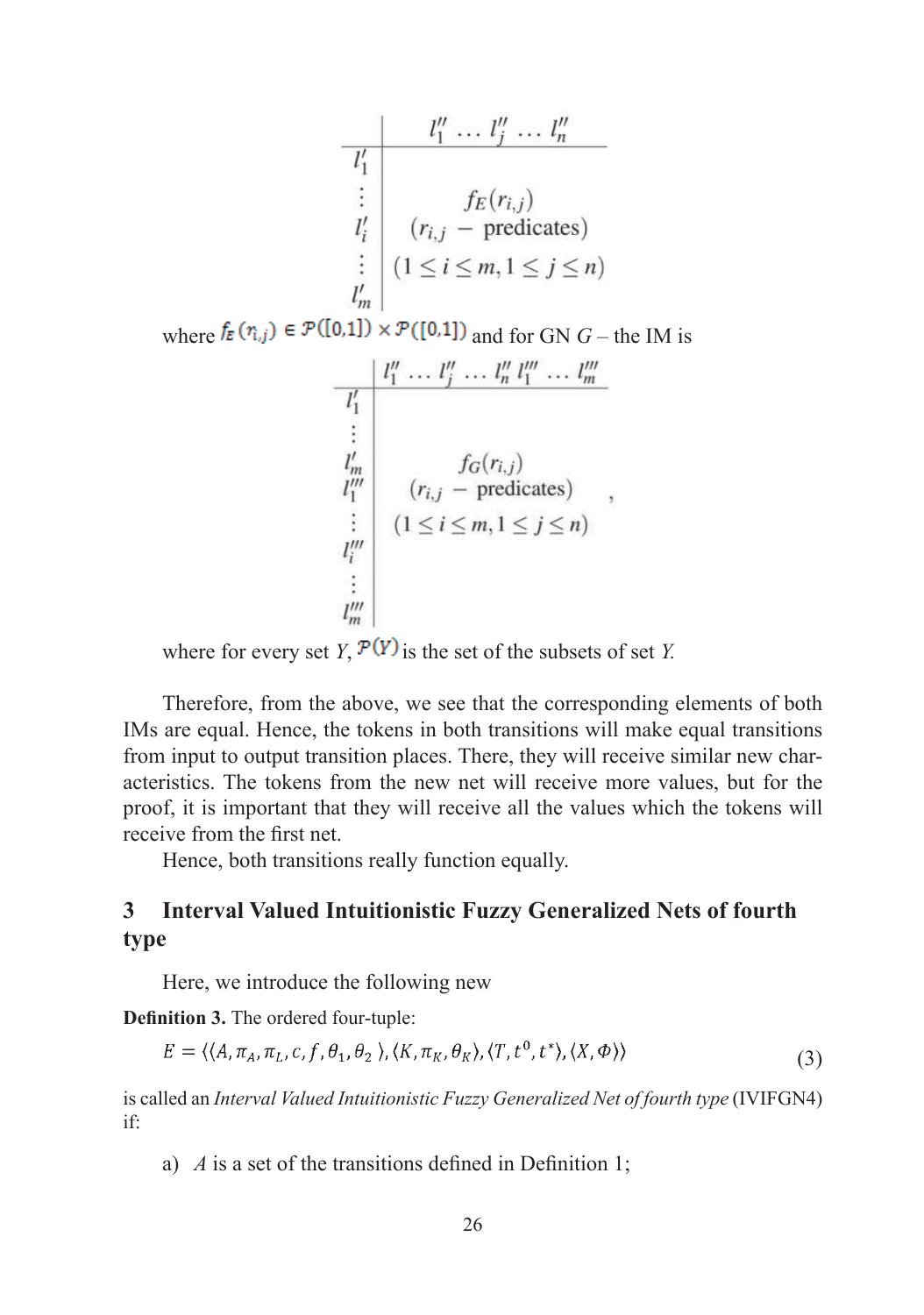$$
\begin{array}{c|c}
 & l''_1 \ldots l''_j \ldots l''_n \\
\hline
l'_1 & \\
\vdots & f_E(r_{i,j}) \\
l'_i & (r_{i,j} \ - \ \text{predicates}) \\
\vdots & (1 \leq i \leq m, 1 \leq j \leq n) \\
l'_m &
\end{array}
$$

where $f_E(r_{i,j}) \in \mathcal{P}([0,1]) \times \mathcal{P}([0,1])$ and for GN $G$ – the IM is

$$
\begin{array}{c|c}
 & l''_1 \ldots l''_j \ldots l''_n \, l'''_1 \ldots l'''_m \\
\hline
l'_1 & \\
\vdots & \\
l'_m & f_G(r_{i,j}) \\
l'''_1 & (r_{i,j} \ - \ \text{predicates}) \\
\vdots & (1 \leq i \leq m, 1 \leq j \leq n) \\
l'''_i & \\
\vdots & \\
l'''_m &
\end{array},
$$

where for every set $Y$, $\mathcal{P}(Y)$ is the set of the subsets of set $Y$.

Therefore, from the above, we see that the corresponding elements of both IMs are equal. Hence, the tokens in both transitions will make equal transitions from input to output transition places. There, they will receive similar new characteristics. The tokens from the new net will receive more values, but for the proof, it is important that they will receive all the values which the tokens will receive from the first net.

Hence, both transitions really function equally.

## 3 Interval Valued Intuitionistic Fuzzy Generalized Nets of fourth type

Here, we introduce the following new

**Definition 3.** The ordered four-tuple:

$$E = \langle\langle A, \pi_A, \pi_L, c, f, \theta_1, \theta_2 \rangle, \langle K, \pi_K, \theta_K\rangle, \langle T, t^0, t^*\rangle, \langle X, \Phi\rangle\rangle \tag{3}$$

is called an *Interval Valued Intuitionistic Fuzzy Generalized Net of fourth type* (IVIFGN4) if:

a) $A$ is a set of the transitions defined in Definition 1;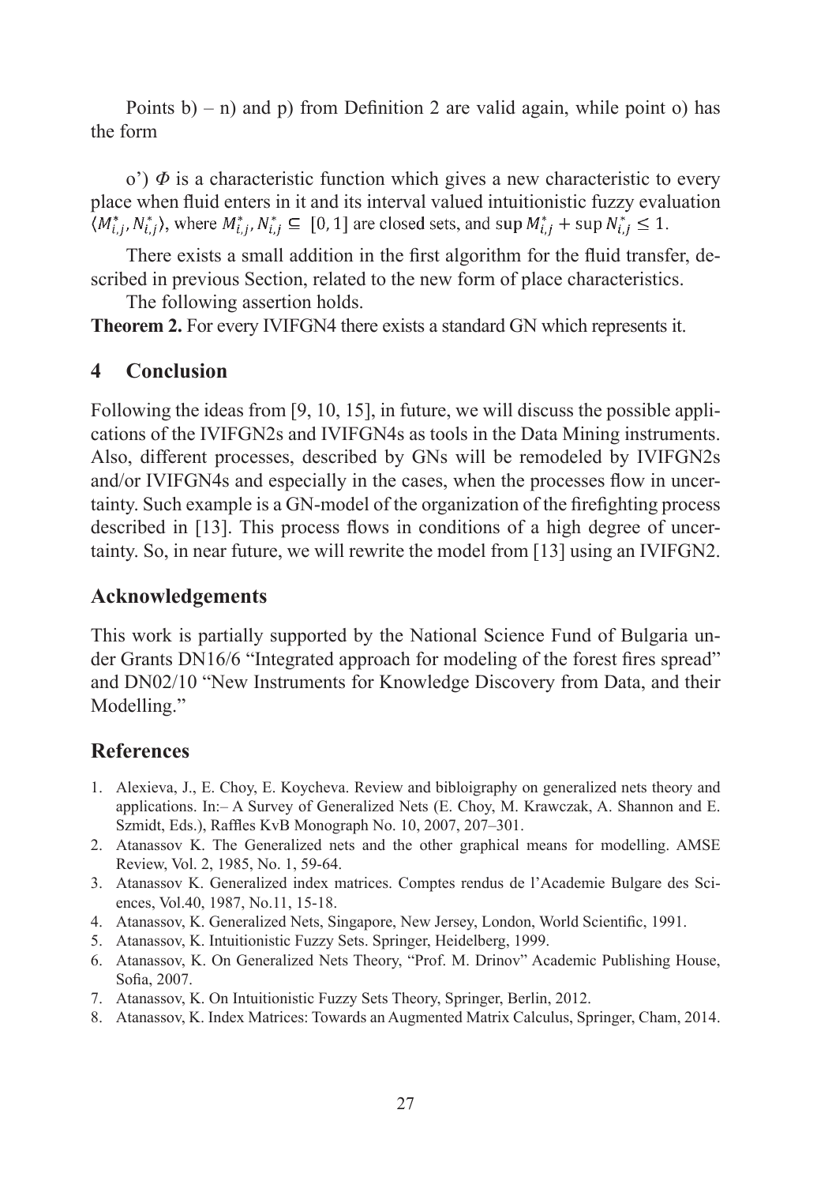Points b) – n) and p) from Definition 2 are valid again, while point o) has the form

o') $\Phi$ is a characteristic function which gives a new characteristic to every place when fluid enters in it and its interval valued intuitionistic fuzzy evaluation $\langle M^*_{i,j}, N^*_{i,j} \rangle$, where $M^*_{i,j}, N^*_{i,j} \subseteq [0, 1]$ are closed sets, and $\sup M^*_{i,j} + \sup N^*_{i,j} \leq 1$.

There exists a small addition in the first algorithm for the fluid transfer, described in previous Section, related to the new form of place characteristics.

The following assertion holds.

**Theorem 2.** For every IVIFGN4 there exists a standard GN which represents it.

## 4 Conclusion

Following the ideas from [9, 10, 15], in future, we will discuss the possible applications of the IVIFGN2s and IVIFGN4s as tools in the Data Mining instruments. Also, different processes, described by GNs will be remodeled by IVIFGN2s and/or IVIFGN4s and especially in the cases, when the processes flow in uncertainty. Such example is a GN-model of the organization of the firefighting process described in [13]. This process flows in conditions of a high degree of uncertainty. So, in near future, we will rewrite the model from [13] using an IVIFGN2.

## Acknowledgements

This work is partially supported by the National Science Fund of Bulgaria under Grants DN16/6 "Integrated approach for modeling of the forest fires spread" and DN02/10 "New Instruments for Knowledge Discovery from Data, and their Modelling."

## References

1. Alexieva, J., E. Choy, E. Koycheva. Review and bibloigraphy on generalized nets theory and applications. In:– A Survey of Generalized Nets (E. Choy, M. Krawczak, A. Shannon and E. Szmidt, Eds.), Raffles KvB Monograph No. 10, 2007, 207–301.
2. Atanassov K. The Generalized nets and the other graphical means for modelling. AMSE Review, Vol. 2, 1985, No. 1, 59-64.
3. Atanassov K. Generalized index matrices. Comptes rendus de l'Academie Bulgare des Sciences, Vol.40, 1987, No.11, 15-18.
4. Atanassov, K. Generalized Nets, Singapore, New Jersey, London, World Scientific, 1991.
5. Atanassov, K. Intuitionistic Fuzzy Sets. Springer, Heidelberg, 1999.
6. Atanassov, K. On Generalized Nets Theory, "Prof. M. Drinov" Academic Publishing House, Sofia, 2007.
7. Atanassov, K. On Intuitionistic Fuzzy Sets Theory, Springer, Berlin, 2012.
8. Atanassov, K. Index Matrices: Towards an Augmented Matrix Calculus, Springer, Cham, 2014.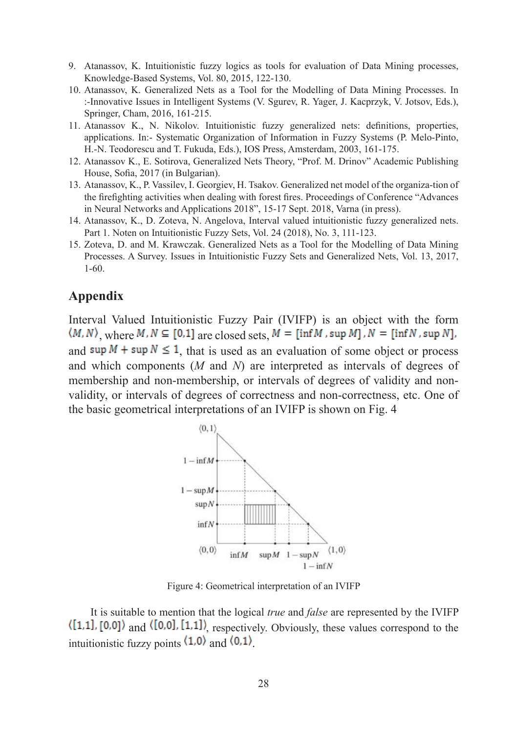9. Atanassov, K. Intuitionistic fuzzy logics as tools for evaluation of Data Mining processes, Knowledge-Based Systems, Vol. 80, 2015, 122-130.
10. Atanassov, K. Generalized Nets as a Tool for the Modelling of Data Mining Processes. In :-Innovative Issues in Intelligent Systems (V. Sgurev, R. Yager, J. Kacprzyk, V. Jotsov, Eds.), Springer, Cham, 2016, 161-215.
11. Atanassov K., N. Nikolov. Intuitionistic fuzzy generalized nets: definitions, properties, applications. In:- Systematic Organization of Information in Fuzzy Systems (P. Melo-Pinto, H.-N. Teodorescu and T. Fukuda, Eds.), IOS Press, Amsterdam, 2003, 161-175.
12. Atanassov K., E. Sotirova, Generalized Nets Theory, "Prof. M. Drinov" Academic Publishing House, Sofia, 2017 (in Bulgarian).
13. Atanassov, K., P. Vassilev, I. Georgiev, H. Tsakov. Generalized net model of the organiza-tion of the firefighting activities when dealing with forest fires. Proceedings of Conference "Advances in Neural Networks and Applications 2018", 15-17 Sept. 2018, Varna (in press).
14. Atanassov, K., D. Zoteva, N. Angelova, Interval valued intuitionistic fuzzy generalized nets. Part 1. Noten on Intuitionistic Fuzzy Sets, Vol. 24 (2018), No. 3, 111-123.
15. Zoteva, D. and M. Krawczak. Generalized Nets as a Tool for the Modelling of Data Mining Processes. A Survey. Issues in Intuitionistic Fuzzy Sets and Generalized Nets, Vol. 13, 2017, 1-60.

## Appendix

Interval Valued Intuitionistic Fuzzy Pair (IVIFP) is an object with the form $\langle M, N\rangle$, where $M, N \subseteq [0,1]$ are closed sets, $M = [\inf M, \sup M], N = [\inf N, \sup N]$, and $\sup M + \sup N \leq 1$, that is used as an evaluation of some object or process and which components ($M$ and $N$) are interpreted as intervals of degrees of membership and non-membership, or intervals of degrees of validity and non-validity, or intervals of degrees of correctness and non-correctness, etc. One of the basic geometrical interpretations of an IVIFP is shown on Fig. 4

⟨0,1⟩
1 − inf M
1 − sup M
sup N
inf N
⟨0,0⟩
inf M
sup M
1 − sup N
⟨1,0⟩
1 − inf N

Figure 4: Geometrical interpretation of an IVIFP

It is suitable to mention that the logical *true* and *false* are represented by the IVIFP $\langle [1,1], [0,0]\rangle$ and $\langle [0,0], [1,1]\rangle$, respectively. Obviously, these values correspond to the intuitionistic fuzzy points $\langle 1,0\rangle$ and $\langle 0,1\rangle$.